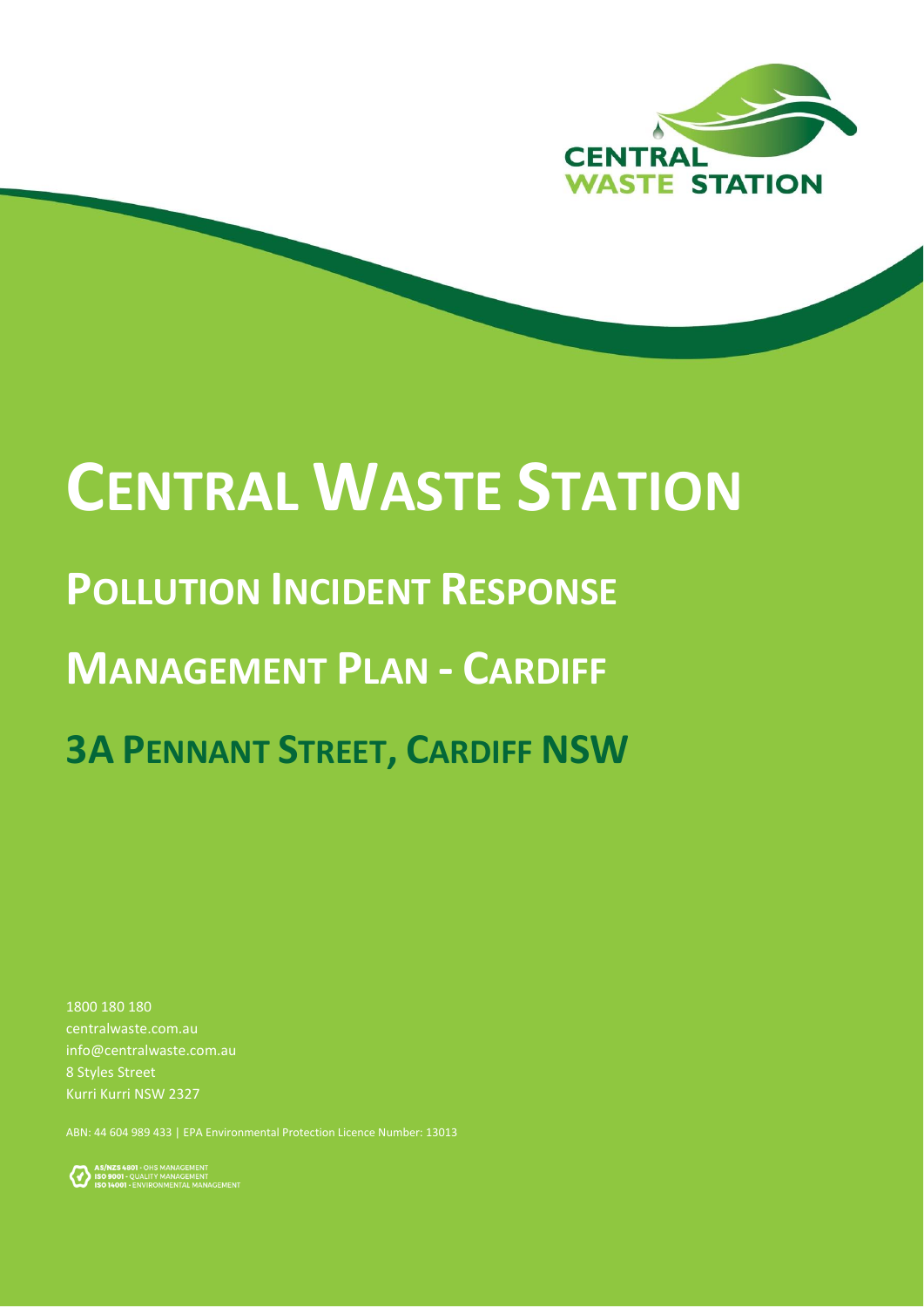CENTRAL WASTE STATION

# CENTRAL WASTE STATION

## POLLUTION INCIDENT RESPONSE MANAGEMENT PLAN - CARDIFF

## 3A PENNANT STREET, CARDIFF NSW

1800 180 180
centralwaste.com.au
info@centralwaste.com.au
8 Styles Street
Kurri Kurri NSW 2327

ABN: 44 604 989 433 | EPA Environmental Protection Licence Number: 13013

AS/NZS 4801 - OHS MANAGEMENT
ISO 9001 - QUALITY MANAGEMENT
ISO 14001 - ENVIRONMENTAL MANAGEMENT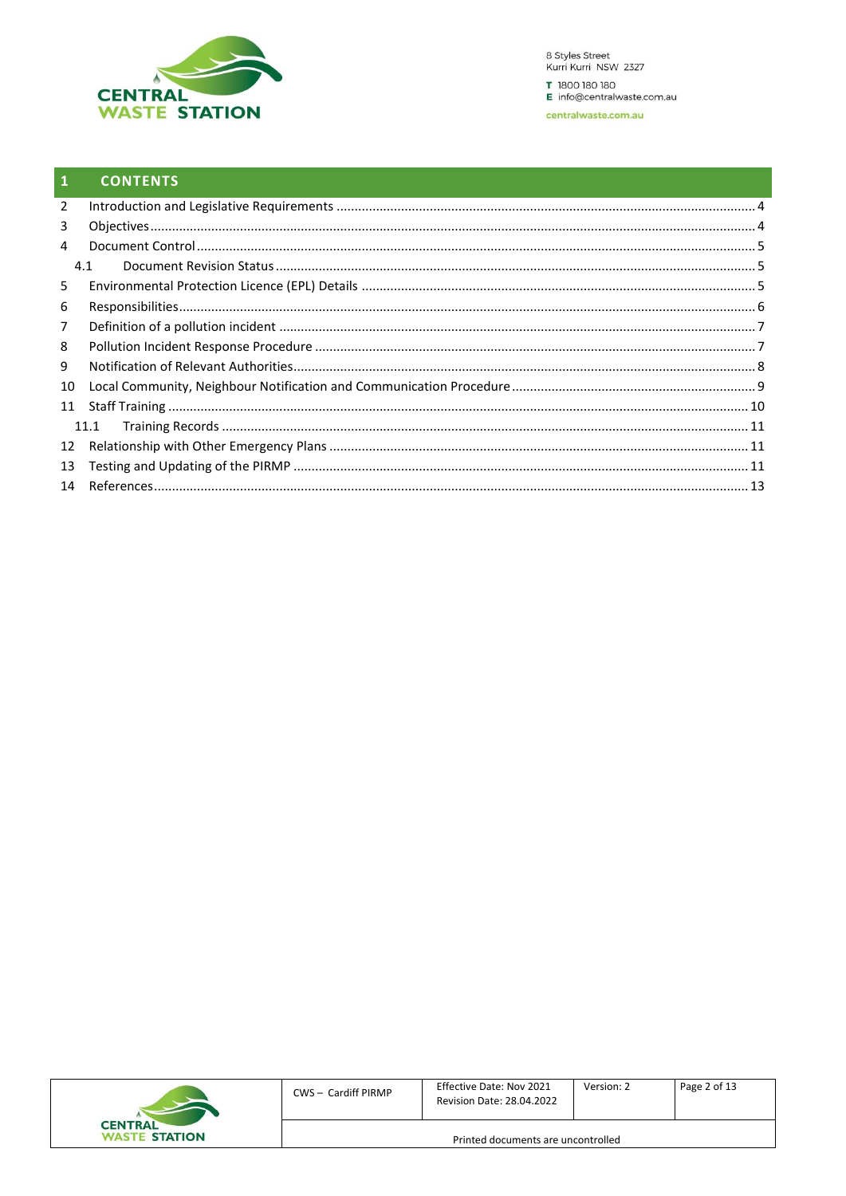# 1 CONTENTS

2 Introduction and Legislative Requirements ..... 4
3 Objectives ..... 4
4 Document Control ..... 5
4.1 Document Revision Status ..... 5
5 Environmental Protection Licence (EPL) Details ..... 5
6 Responsibilities ..... 6
7 Definition of a pollution incident ..... 7
8 Pollution Incident Response Procedure ..... 7
9 Notification of Relevant Authorities ..... 8
10 Local Community, Neighbour Notification and Communication Procedure ..... 9
11 Staff Training ..... 10
11.1 Training Records ..... 11
12 Relationship with Other Emergency Plans ..... 11
13 Testing and Updating of the PIRMP ..... 11
14 References ..... 13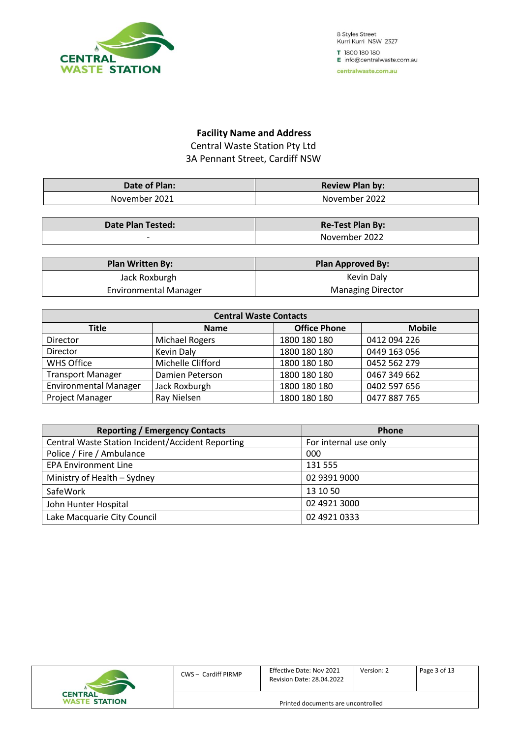**Facility Name and Address**

Central Waste Station Pty Ltd
3A Pennant Street, Cardiff NSW

| Date of Plan: | Review Plan by: |
|---|---|
| November 2021 | November 2022 |

| Date Plan Tested: | Re-Test Plan By: |
|---|---|
| - | November 2022 |

| Plan Written By: | Plan Approved By: |
|---|---|
| Jack Roxburgh<br>Environmental Manager | Kevin Daly<br>Managing Director |

| Central Waste Contacts | | | |
|---|---|---|---|
| **Title** | **Name** | **Office Phone** | **Mobile** |
| Director | Michael Rogers | 1800 180 180 | 0412 094 226 |
| Director | Kevin Daly | 1800 180 180 | 0449 163 056 |
| WHS Office | Michelle Clifford | 1800 180 180 | 0452 562 279 |
| Transport Manager | Damien Peterson | 1800 180 180 | 0467 349 662 |
| Environmental Manager | Jack Roxburgh | 1800 180 180 | 0402 597 656 |
| Project Manager | Ray Nielsen | 1800 180 180 | 0477 887 765 |

| Reporting / Emergency Contacts | Phone |
|---|---|
| Central Waste Station Incident/Accident Reporting | For internal use only |
| Police / Fire / Ambulance | 000 |
| EPA Environment Line | 131 555 |
| Ministry of Health – Sydney | 02 9391 9000 |
| SafeWork | 13 10 50 |
| John Hunter Hospital | 02 4921 3000 |
| Lake Macquarie City Council | 02 4921 0333 |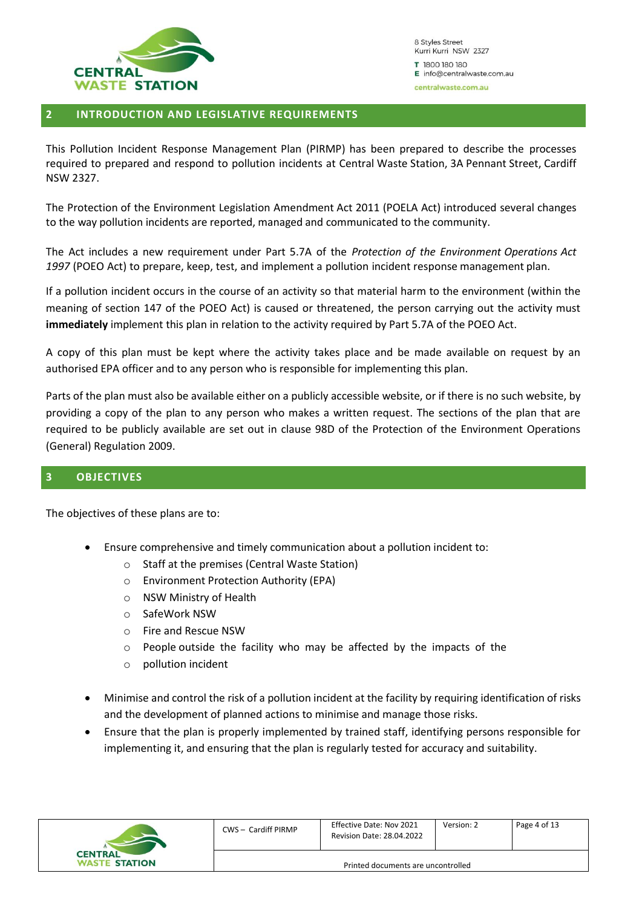## 2 INTRODUCTION AND LEGISLATIVE REQUIREMENTS

This Pollution Incident Response Management Plan (PIRMP) has been prepared to describe the processes required to prepared and respond to pollution incidents at Central Waste Station, 3A Pennant Street, Cardiff NSW 2327.

The Protection of the Environment Legislation Amendment Act 2011 (POELA Act) introduced several changes to the way pollution incidents are reported, managed and communicated to the community.

The Act includes a new requirement under Part 5.7A of the *Protection of the Environment Operations Act 1997* (POEO Act) to prepare, keep, test, and implement a pollution incident response management plan.

If a pollution incident occurs in the course of an activity so that material harm to the environment (within the meaning of section 147 of the POEO Act) is caused or threatened, the person carrying out the activity must **immediately** implement this plan in relation to the activity required by Part 5.7A of the POEO Act.

A copy of this plan must be kept where the activity takes place and be made available on request by an authorised EPA officer and to any person who is responsible for implementing this plan.

Parts of the plan must also be available either on a publicly accessible website, or if there is no such website, by providing a copy of the plan to any person who makes a written request. The sections of the plan that are required to be publicly available are set out in clause 98D of the Protection of the Environment Operations (General) Regulation 2009.

## 3 OBJECTIVES

The objectives of these plans are to:

- Ensure comprehensive and timely communication about a pollution incident to:
  - Staff at the premises (Central Waste Station)
  - Environment Protection Authority (EPA)
  - NSW Ministry of Health
  - SafeWork NSW
  - Fire and Rescue NSW
  - People outside the facility who may be affected by the impacts of the
  - pollution incident
- Minimise and control the risk of a pollution incident at the facility by requiring identification of risks and the development of planned actions to minimise and manage those risks.
- Ensure that the plan is properly implemented by trained staff, identifying persons responsible for implementing it, and ensuring that the plan is regularly tested for accuracy and suitability.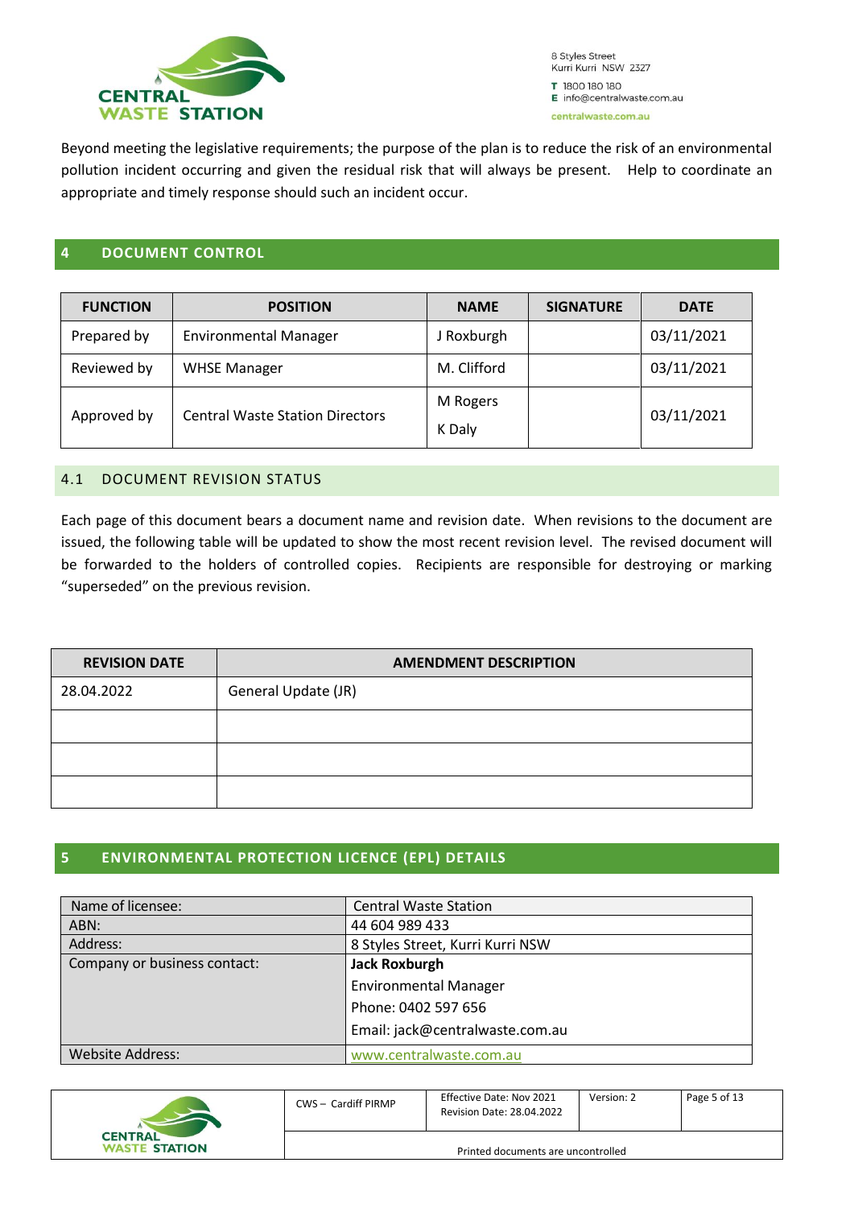Beyond meeting the legislative requirements; the purpose of the plan is to reduce the risk of an environmental pollution incident occurring and given the residual risk that will always be present. Help to coordinate an appropriate and timely response should such an incident occur.

## 4 DOCUMENT CONTROL

| FUNCTION | POSITION | NAME | SIGNATURE | DATE |
|---|---|---|---|---|
| Prepared by | Environmental Manager | J Roxburgh | | 03/11/2021 |
| Reviewed by | WHSE Manager | M. Clifford | | 03/11/2021 |
| Approved by | Central Waste Station Directors | M Rogers<br>K Daly | | 03/11/2021 |

### 4.1 DOCUMENT REVISION STATUS

Each page of this document bears a document name and revision date. When revisions to the document are issued, the following table will be updated to show the most recent revision level. The revised document will be forwarded to the holders of controlled copies. Recipients are responsible for destroying or marking "superseded" on the previous revision.

| REVISION DATE | AMENDMENT DESCRIPTION |
|---|---|
| 28.04.2022 | General Update (JR) |
| | |
| | |
| | |

## 5 ENVIRONMENTAL PROTECTION LICENCE (EPL) DETAILS

| | |
|---|---|
| Name of licensee: | Central Waste Station |
| ABN: | 44 604 989 433 |
| Address: | 8 Styles Street, Kurri Kurri NSW |
| Company or business contact: | **Jack Roxburgh**<br>Environmental Manager<br>Phone: 0402 597 656<br>Email: jack@centralwaste.com.au |
| Website Address: | www.centralwaste.com.au |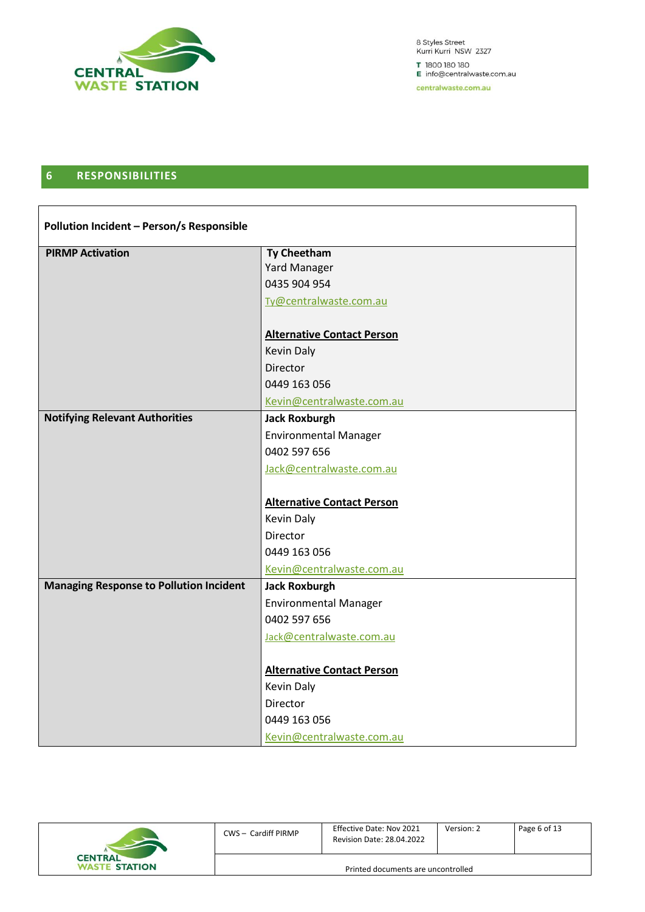## 6 RESPONSIBILITIES

| Pollution Incident – Person/s Responsible | |
|---|---|
| **PIRMP Activation** | **Ty Cheetham**<br>Yard Manager<br>0435 904 954<br>Ty@centralwaste.com.au<br><br>**Alternative Contact Person**<br>Kevin Daly<br>Director<br>0449 163 056<br>Kevin@centralwaste.com.au |
| **Notifying Relevant Authorities** | **Jack Roxburgh**<br>Environmental Manager<br>0402 597 656<br>Jack@centralwaste.com.au<br><br>**Alternative Contact Person**<br>Kevin Daly<br>Director<br>0449 163 056<br>Kevin@centralwaste.com.au |
| **Managing Response to Pollution Incident** | **Jack Roxburgh**<br>Environmental Manager<br>0402 597 656<br>Jack@centralwaste.com.au<br><br>**Alternative Contact Person**<br>Kevin Daly<br>Director<br>0449 163 056<br>Kevin@centralwaste.com.au |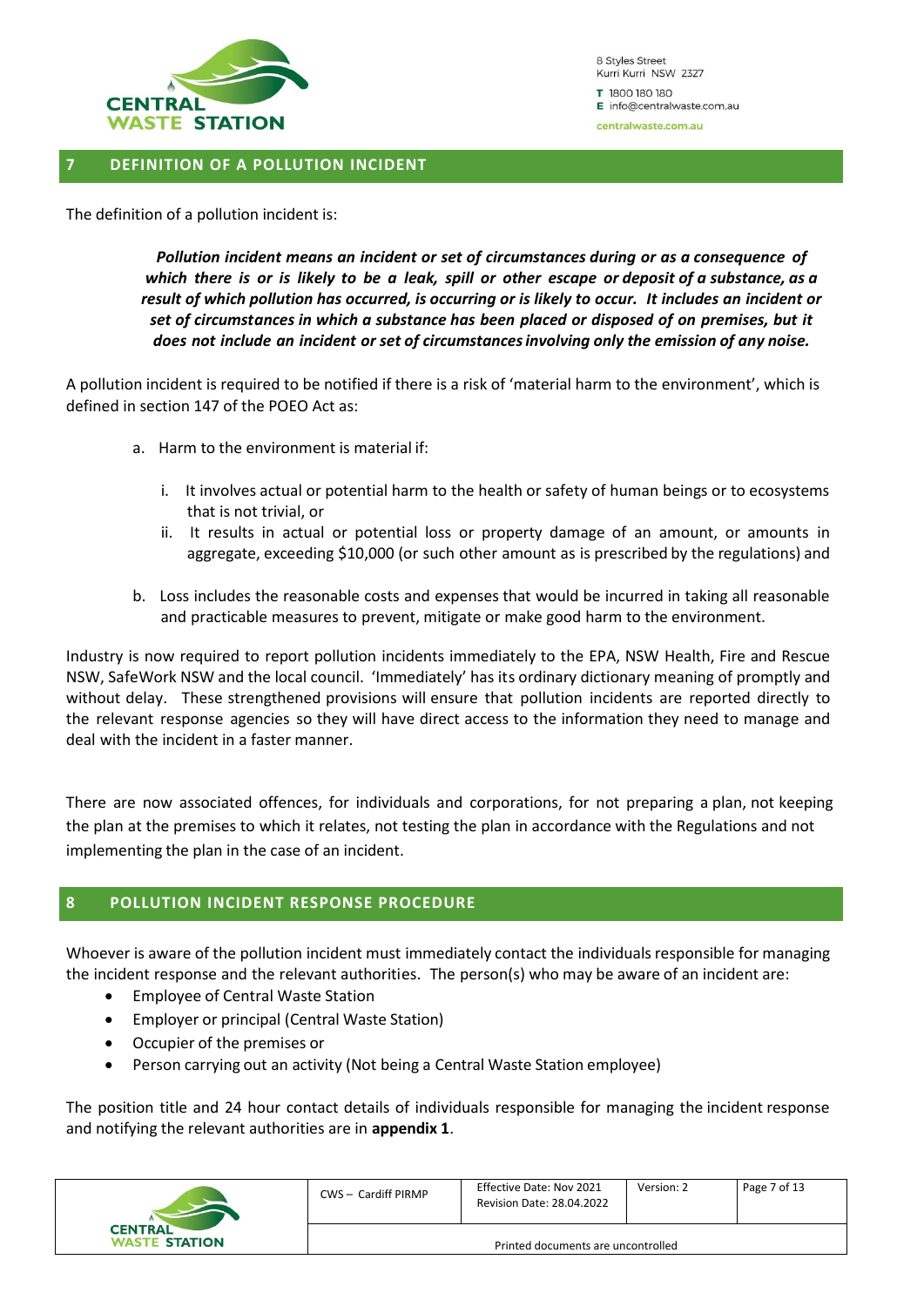## 7 DEFINITION OF A POLLUTION INCIDENT

The definition of a pollution incident is:

> ***Pollution incident means an incident or set of circumstances during or as a consequence of which there is or is likely to be a leak, spill or other escape or deposit of a substance, as a result of which pollution has occurred, is occurring or is likely to occur. It includes an incident or set of circumstances in which a substance has been placed or disposed of on premises, but it does not include an incident or set of circumstances involving only the emission of any noise.***

A pollution incident is required to be notified if there is a risk of 'material harm to the environment', which is defined in section 147 of the POEO Act as:

a. Harm to the environment is material if:

   i. It involves actual or potential harm to the health or safety of human beings or to ecosystems that is not trivial, or

   ii. It results in actual or potential loss or property damage of an amount, or amounts in aggregate, exceeding $10,000 (or such other amount as is prescribed by the regulations) and

b. Loss includes the reasonable costs and expenses that would be incurred in taking all reasonable and practicable measures to prevent, mitigate or make good harm to the environment.

Industry is now required to report pollution incidents immediately to the EPA, NSW Health, Fire and Rescue NSW, SafeWork NSW and the local council. 'Immediately' has its ordinary dictionary meaning of promptly and without delay. These strengthened provisions will ensure that pollution incidents are reported directly to the relevant response agencies so they will have direct access to the information they need to manage and deal with the incident in a faster manner.

There are now associated offences, for individuals and corporations, for not preparing a plan, not keeping the plan at the premises to which it relates, not testing the plan in accordance with the Regulations and not implementing the plan in the case of an incident.

## 8 POLLUTION INCIDENT RESPONSE PROCEDURE

Whoever is aware of the pollution incident must immediately contact the individuals responsible for managing the incident response and the relevant authorities. The person(s) who may be aware of an incident are:

- Employee of Central Waste Station
- Employer or principal (Central Waste Station)
- Occupier of the premises or
- Person carrying out an activity (Not being a Central Waste Station employee)

The position title and 24 hour contact details of individuals responsible for managing the incident response and notifying the relevant authorities are in **appendix 1**.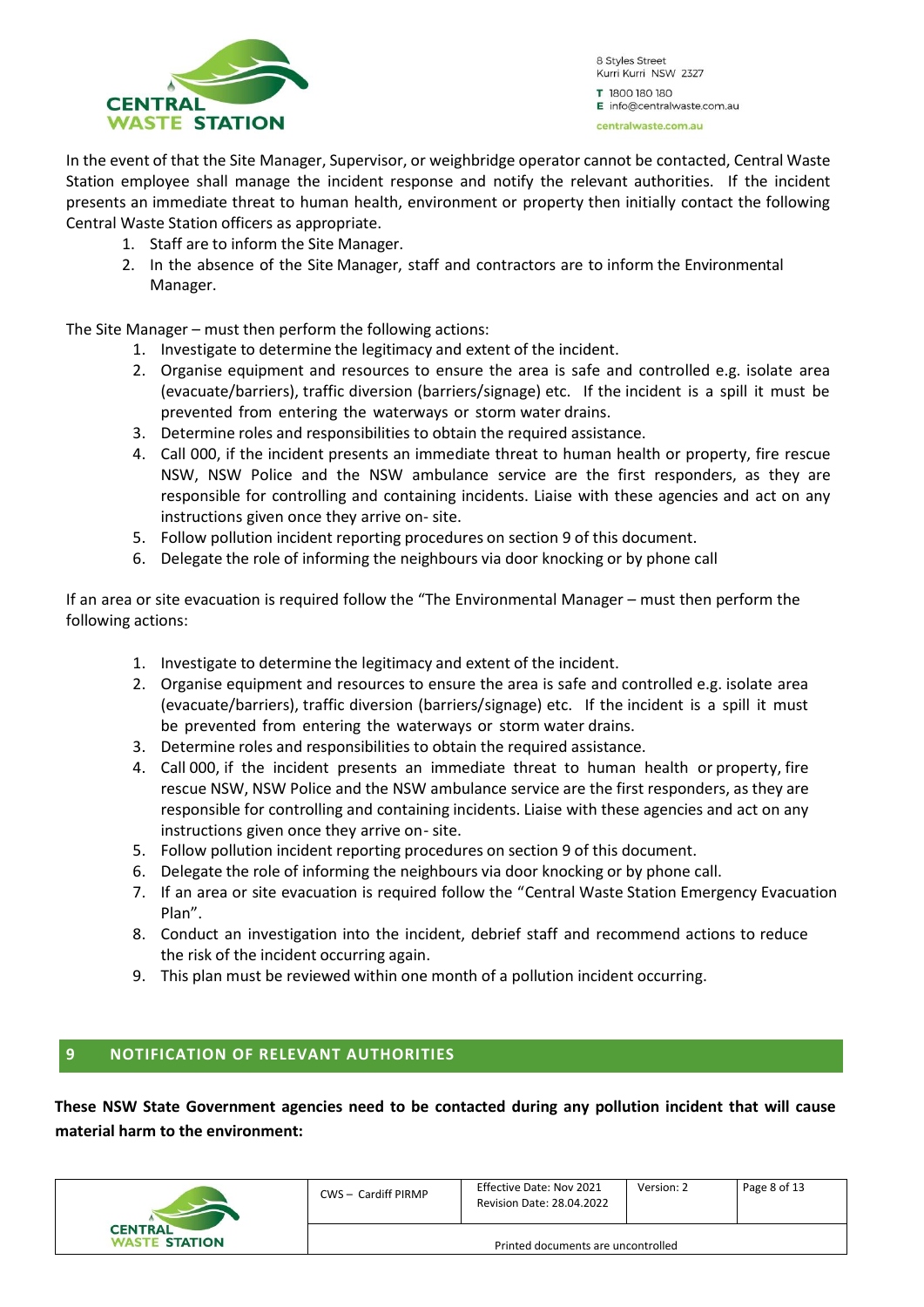In the event of that the Site Manager, Supervisor, or weighbridge operator cannot be contacted, Central Waste Station employee shall manage the incident response and notify the relevant authorities. If the incident presents an immediate threat to human health, environment or property then initially contact the following Central Waste Station officers as appropriate.

1. Staff are to inform the Site Manager.
2. In the absence of the Site Manager, staff and contractors are to inform the Environmental Manager.

The Site Manager – must then perform the following actions:

1. Investigate to determine the legitimacy and extent of the incident.
2. Organise equipment and resources to ensure the area is safe and controlled e.g. isolate area (evacuate/barriers), traffic diversion (barriers/signage) etc. If the incident is a spill it must be prevented from entering the waterways or storm water drains.
3. Determine roles and responsibilities to obtain the required assistance.
4. Call 000, if the incident presents an immediate threat to human health or property, fire rescue NSW, NSW Police and the NSW ambulance service are the first responders, as they are responsible for controlling and containing incidents. Liaise with these agencies and act on any instructions given once they arrive on- site.
5. Follow pollution incident reporting procedures on section 9 of this document.
6. Delegate the role of informing the neighbours via door knocking or by phone call

If an area or site evacuation is required follow the "The Environmental Manager – must then perform the following actions:

1. Investigate to determine the legitimacy and extent of the incident.
2. Organise equipment and resources to ensure the area is safe and controlled e.g. isolate area (evacuate/barriers), traffic diversion (barriers/signage) etc. If the incident is a spill it must be prevented from entering the waterways or storm water drains.
3. Determine roles and responsibilities to obtain the required assistance.
4. Call 000, if the incident presents an immediate threat to human health or property, fire rescue NSW, NSW Police and the NSW ambulance service are the first responders, as they are responsible for controlling and containing incidents. Liaise with these agencies and act on any instructions given once they arrive on- site.
5. Follow pollution incident reporting procedures on section 9 of this document.
6. Delegate the role of informing the neighbours via door knocking or by phone call.
7. If an area or site evacuation is required follow the "Central Waste Station Emergency Evacuation Plan".
8. Conduct an investigation into the incident, debrief staff and recommend actions to reduce the risk of the incident occurring again.
9. This plan must be reviewed within one month of a pollution incident occurring.

## 9 NOTIFICATION OF RELEVANT AUTHORITIES

**These NSW State Government agencies need to be contacted during any pollution incident that will cause material harm to the environment:**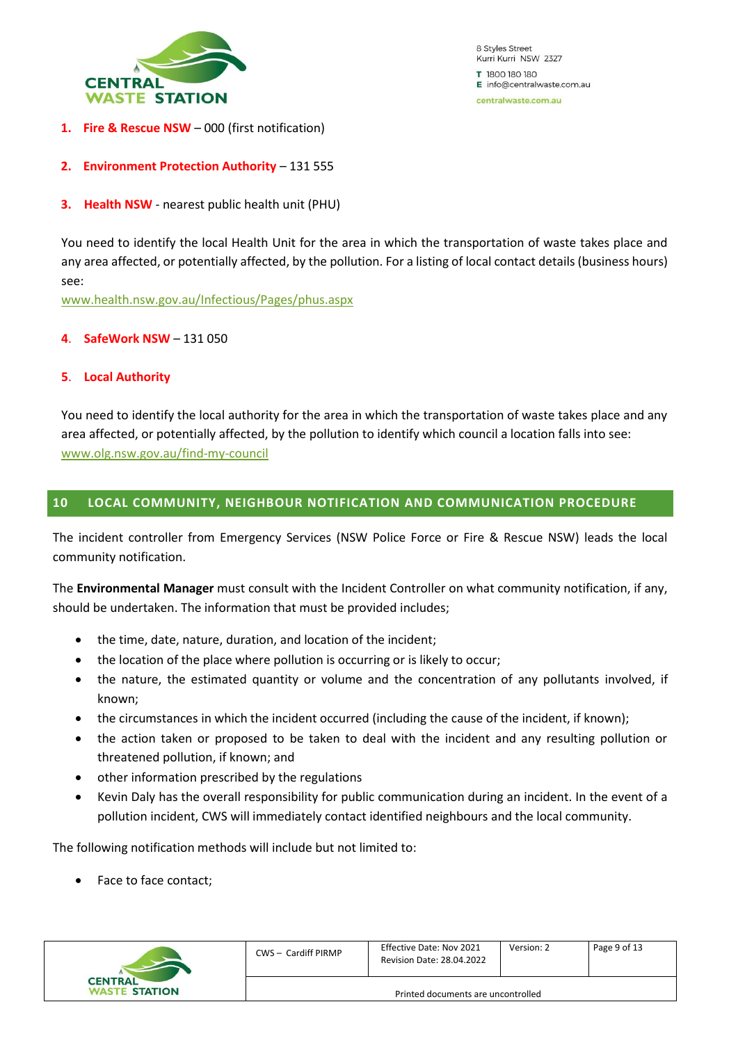1. **Fire & Rescue NSW** – 000 (first notification)

2. **Environment Protection Authority** – 131 555

3. **Health NSW** - nearest public health unit (PHU)

   You need to identify the local Health Unit for the area in which the transportation of waste takes place and any area affected, or potentially affected, by the pollution. For a listing of local contact details (business hours) see:
   www.health.nsw.gov.au/Infectious/Pages/phus.aspx

4. **SafeWork NSW** – 131 050

5. **Local Authority**

   You need to identify the local authority for the area in which the transportation of waste takes place and any area affected, or potentially affected, by the pollution to identify which council a location falls into see:
   www.olg.nsw.gov.au/find-my-council

## 10 LOCAL COMMUNITY, NEIGHBOUR NOTIFICATION AND COMMUNICATION PROCEDURE

The incident controller from Emergency Services (NSW Police Force or Fire & Rescue NSW) leads the local community notification.

The **Environmental Manager** must consult with the Incident Controller on what community notification, if any, should be undertaken. The information that must be provided includes;

- the time, date, nature, duration, and location of the incident;
- the location of the place where pollution is occurring or is likely to occur;
- the nature, the estimated quantity or volume and the concentration of any pollutants involved, if known;
- the circumstances in which the incident occurred (including the cause of the incident, if known);
- the action taken or proposed to be taken to deal with the incident and any resulting pollution or threatened pollution, if known; and
- other information prescribed by the regulations
- Kevin Daly has the overall responsibility for public communication during an incident. In the event of a pollution incident, CWS will immediately contact identified neighbours and the local community.

The following notification methods will include but not limited to:

- Face to face contact;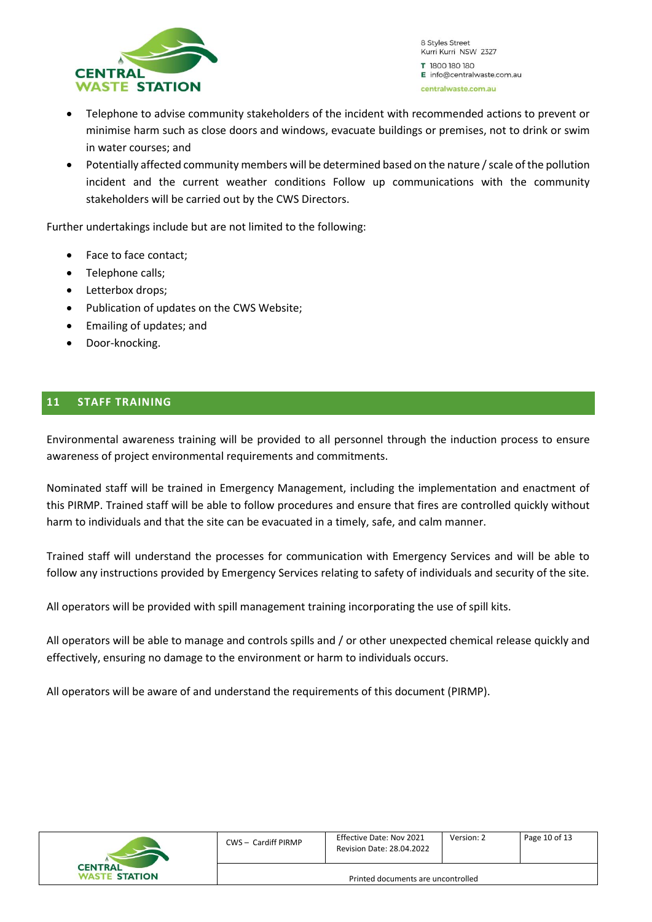- Telephone to advise community stakeholders of the incident with recommended actions to prevent or minimise harm such as close doors and windows, evacuate buildings or premises, not to drink or swim in water courses; and
- Potentially affected community members will be determined based on the nature / scale of the pollution incident and the current weather conditions Follow up communications with the community stakeholders will be carried out by the CWS Directors.

Further undertakings include but are not limited to the following:

- Face to face contact;
- Telephone calls;
- Letterbox drops;
- Publication of updates on the CWS Website;
- Emailing of updates; and
- Door-knocking.

## 11 STAFF TRAINING

Environmental awareness training will be provided to all personnel through the induction process to ensure awareness of project environmental requirements and commitments.

Nominated staff will be trained in Emergency Management, including the implementation and enactment of this PIRMP. Trained staff will be able to follow procedures and ensure that fires are controlled quickly without harm to individuals and that the site can be evacuated in a timely, safe, and calm manner.

Trained staff will understand the processes for communication with Emergency Services and will be able to follow any instructions provided by Emergency Services relating to safety of individuals and security of the site.

All operators will be provided with spill management training incorporating the use of spill kits.

All operators will be able to manage and controls spills and / or other unexpected chemical release quickly and effectively, ensuring no damage to the environment or harm to individuals occurs.

All operators will be aware of and understand the requirements of this document (PIRMP).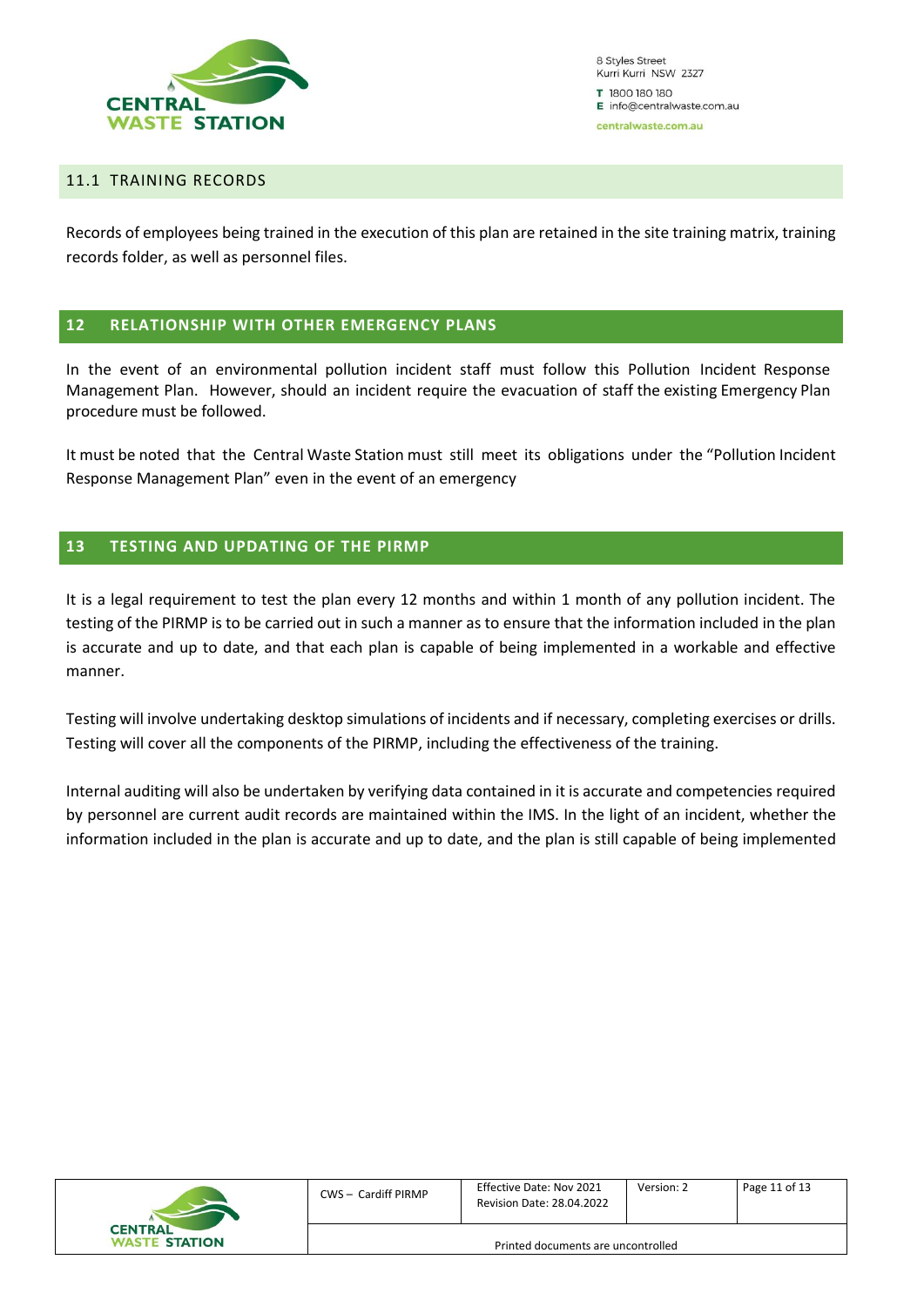### 11.1 TRAINING RECORDS

Records of employees being trained in the execution of this plan are retained in the site training matrix, training records folder, as well as personnel files.

## 12 RELATIONSHIP WITH OTHER EMERGENCY PLANS

In the event of an environmental pollution incident staff must follow this Pollution Incident Response Management Plan. However, should an incident require the evacuation of staff the existing Emergency Plan procedure must be followed.

It must be noted that the Central Waste Station must still meet its obligations under the "Pollution Incident Response Management Plan" even in the event of an emergency

## 13 TESTING AND UPDATING OF THE PIRMP

It is a legal requirement to test the plan every 12 months and within 1 month of any pollution incident. The testing of the PIRMP is to be carried out in such a manner as to ensure that the information included in the plan is accurate and up to date, and that each plan is capable of being implemented in a workable and effective manner.

Testing will involve undertaking desktop simulations of incidents and if necessary, completing exercises or drills. Testing will cover all the components of the PIRMP, including the effectiveness of the training.

Internal auditing will also be undertaken by verifying data contained in it is accurate and competencies required by personnel are current audit records are maintained within the IMS. In the light of an incident, whether the information included in the plan is accurate and up to date, and the plan is still capable of being implemented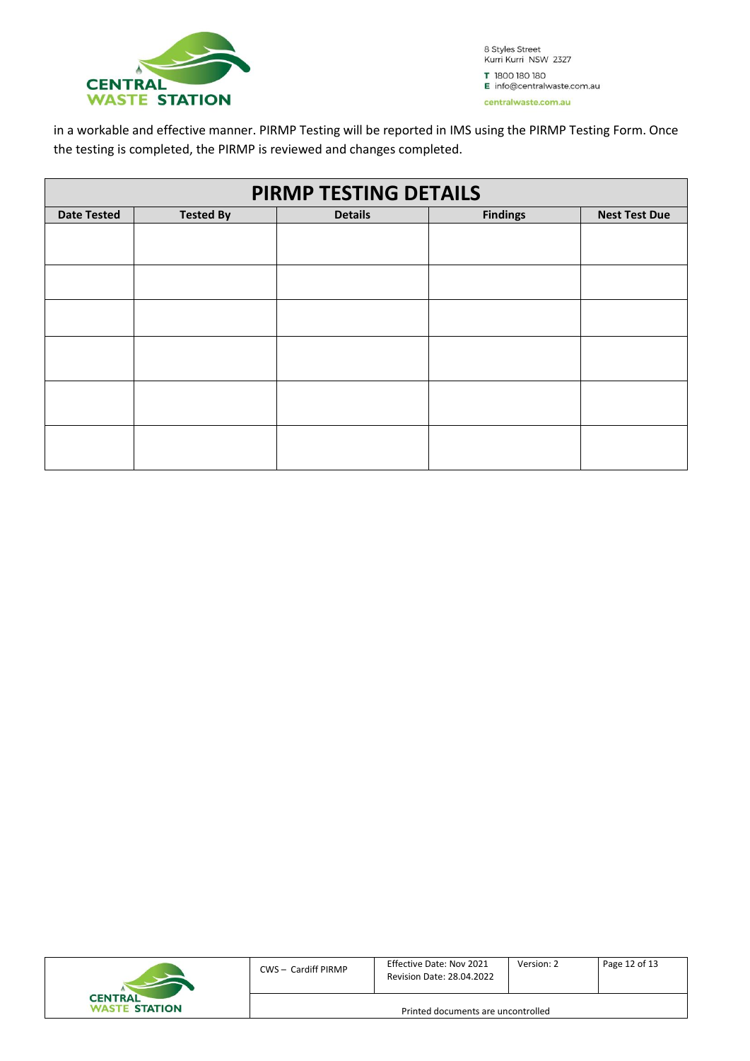in a workable and effective manner. PIRMP Testing will be reported in IMS using the PIRMP Testing Form. Once the testing is completed, the PIRMP is reviewed and changes completed.

| PIRMP TESTING DETAILS | | | | |
|---|---|---|---|---|
| **Date Tested** | **Tested By** | **Details** | **Findings** | **Nest Test Due** |
| | | | | |
| | | | | |
| | | | | |
| | | | | |
| | | | | |
| | | | | |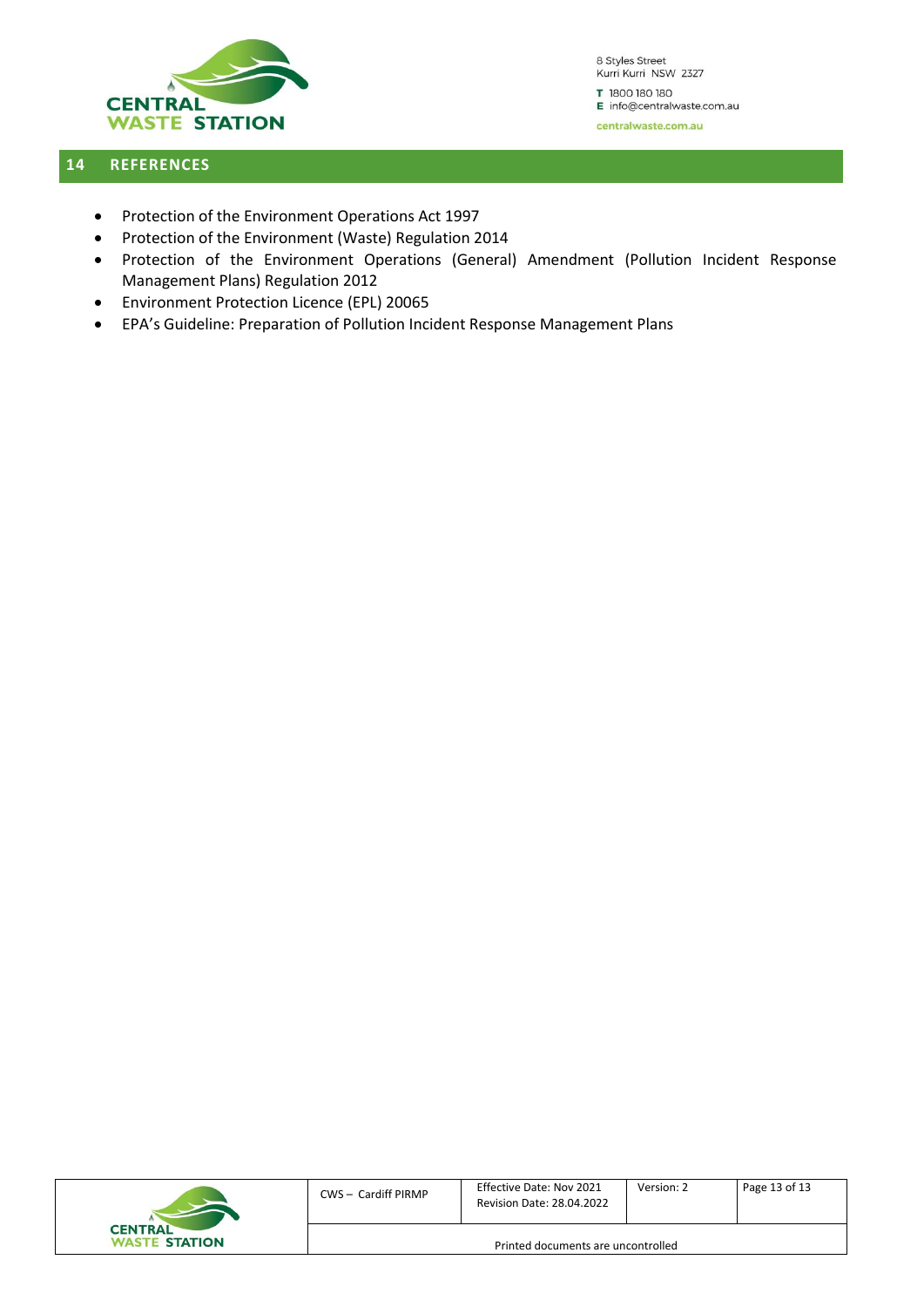## 14 REFERENCES

- Protection of the Environment Operations Act 1997
- Protection of the Environment (Waste) Regulation 2014
- Protection of the Environment Operations (General) Amendment (Pollution Incident Response Management Plans) Regulation 2012
- Environment Protection Licence (EPL) 20065
- EPA's Guideline: Preparation of Pollution Incident Response Management Plans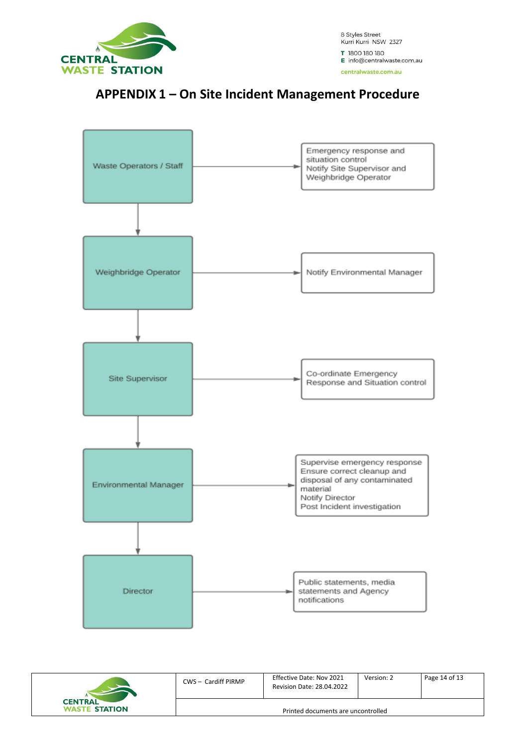# APPENDIX 1 – On Site Incident Management Procedure

| Role | Actions |
|---|---|
| Waste Operators / Staff | Emergency response and situation control<br>Notify Site Supervisor and Weighbridge Operator |
| Weighbridge Operator | Notify Environmental Manager |
| Site Supervisor | Co-ordinate Emergency Response and Situation control |
| Environmental Manager | Supervise emergency response<br>Ensure correct cleanup and disposal of any contaminated material<br>Notify Director<br>Post Incident investigation |
| Director | Public statements, media statements and Agency notifications |

Waste Operators / Staff → Weighbridge Operator → Site Supervisor → Environmental Manager → Director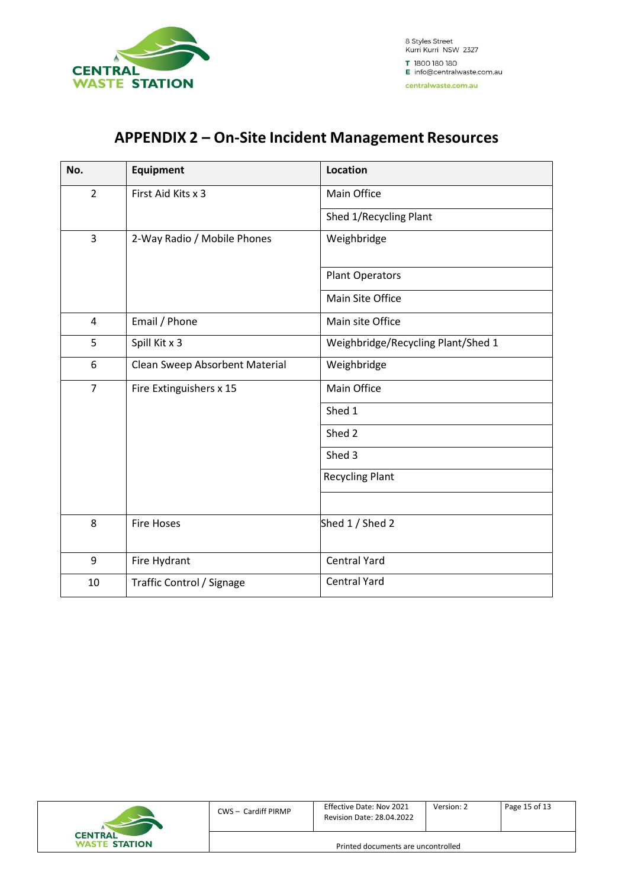# APPENDIX 2 – On-Site Incident Management Resources

| No. | Equipment | Location |
|---|---|---|
| 2 | First Aid Kits x 3 | Main Office |
| | | Shed 1/Recycling Plant |
| 3 | 2-Way Radio / Mobile Phones | Weighbridge |
| | | Plant Operators |
| | | Main Site Office |
| 4 | Email / Phone | Main site Office |
| 5 | Spill Kit x 3 | Weighbridge/Recycling Plant/Shed 1 |
| 6 | Clean Sweep Absorbent Material | Weighbridge |
| 7 | Fire Extinguishers x 15 | Main Office |
| | | Shed 1 |
| | | Shed 2 |
| | | Shed 3 |
| | | Recycling Plant |
| | | |
| 8 | Fire Hoses | Shed 1 / Shed 2 |
| 9 | Fire Hydrant | Central Yard |
| 10 | Traffic Control / Signage | Central Yard |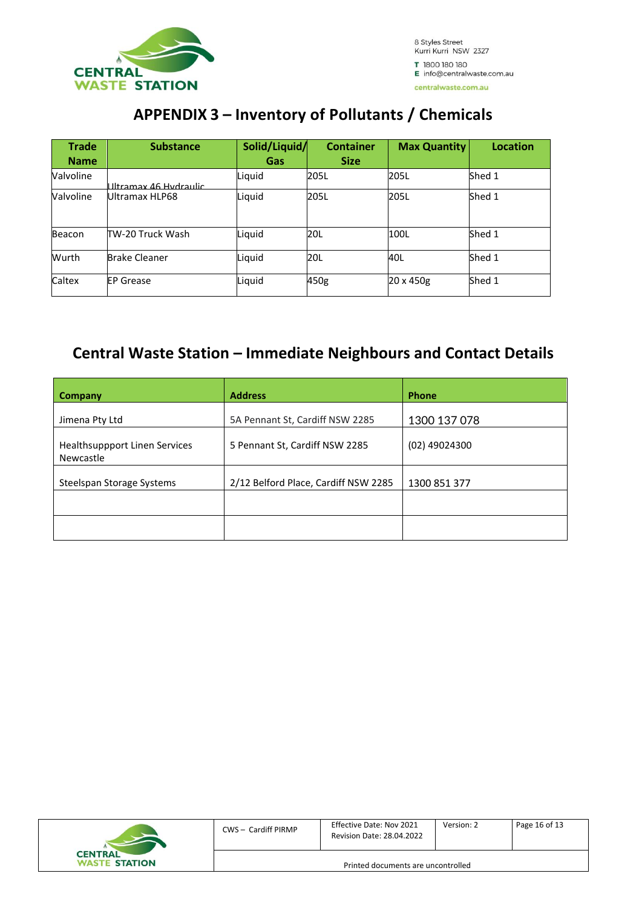# APPENDIX 3 – Inventory of Pollutants / Chemicals

| Trade Name | Substance | Solid/Liquid/ Gas | Container Size | Max Quantity | Location |
|---|---|---|---|---|---|
| Valvoline | Ultramax 46 Hydraulic | Liquid | 205L | 205L | Shed 1 |
| Valvoline | Ultramax HLP68 | Liquid | 205L | 205L | Shed 1 |
| Beacon | TW-20 Truck Wash | Liquid | 20L | 100L | Shed 1 |
| Wurth | Brake Cleaner | Liquid | 20L | 40L | Shed 1 |
| Caltex | EP Grease | Liquid | 450g | 20 x 450g | Shed 1 |

# Central Waste Station – Immediate Neighbours and Contact Details

| Company | Address | Phone |
|---|---|---|
| Jimena Pty Ltd | 5A Pennant St, Cardiff NSW 2285 | 1300 137 078 |
| Healthsuppport Linen Services Newcastle | 5 Pennant St, Cardiff NSW 2285 | (02) 49024300 |
| Steelspan Storage Systems | 2/12 Belford Place, Cardiff NSW 2285 | 1300 851 377 |
| | | |
| | | |